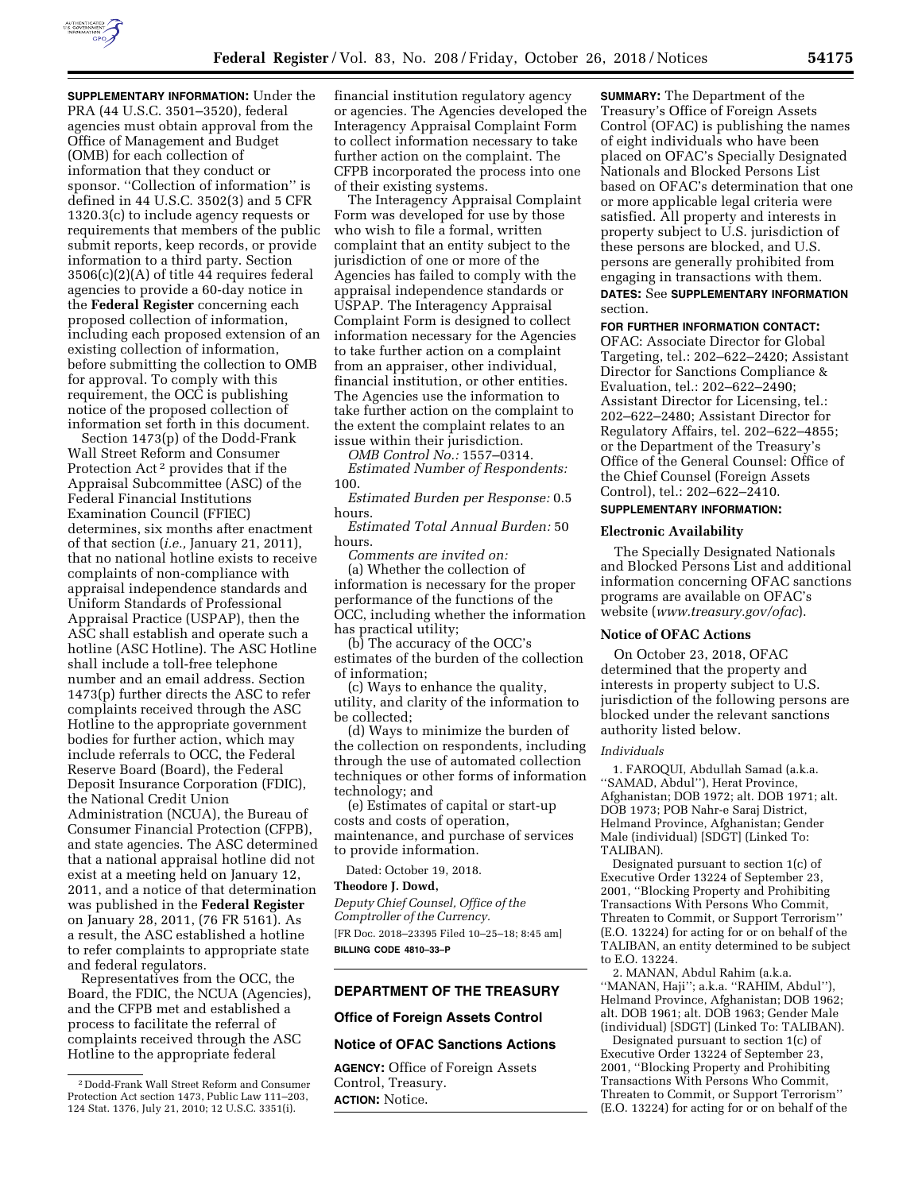**SUPPLEMENTARY INFORMATION:** Under the PRA (44 U.S.C. 3501–3520), federal agencies must obtain approval from the Office of Management and Budget (OMB) for each collection of information that they conduct or sponsor. ''Collection of information'' is defined in 44 U.S.C. 3502(3) and 5 CFR 1320.3(c) to include agency requests or requirements that members of the public submit reports, keep records, or provide information to a third party. Section 3506(c)(2)(A) of title 44 requires federal agencies to provide a 60-day notice in the **Federal Register** concerning each proposed collection of information, including each proposed extension of an existing collection of information, before submitting the collection to OMB for approval. To comply with this requirement, the OCC is publishing notice of the proposed collection of information set forth in this document.

Section 1473(p) of the Dodd-Frank Wall Street Reform and Consumer Protection Act [2] provides that if the Appraisal Subcommittee (ASC) of the Federal Financial Institutions Examination Council (FFIEC) determines, six months after enactment of that section (*i.e.,* January 21, 2011), that no national hotline exists to receive complaints of non-compliance with appraisal independence standards and Uniform Standards of Professional Appraisal Practice (USPAP), then the ASC shall establish and operate such a hotline (ASC Hotline). The ASC Hotline shall include a toll-free telephone number and an email address. Section 1473(p) further directs the ASC to refer complaints received through the ASC Hotline to the appropriate government bodies for further action, which may include referrals to OCC, the Federal Reserve Board (Board), the Federal Deposit Insurance Corporation (FDIC), the National Credit Union Administration (NCUA), the Bureau of Consumer Financial Protection (CFPB), and state agencies. The ASC determined that a national appraisal hotline did not exist at a meeting held on January 12, 2011, and a notice of that determination was published in the **Federal Register** on January 28, 2011, (76 FR 5161). As a result, the ASC established a hotline to refer complaints to appropriate state and federal regulators.

Representatives from the OCC, the Board, the FDIC, the NCUA (Agencies), and the CFPB met and established a process to facilitate the referral of complaints received through the ASC Hotline to the appropriate federal financial institution regulatory agency or agencies. The Agencies developed the Interagency Appraisal Complaint Form to collect information necessary to take further action on the complaint. The CFPB incorporated the process into one of their existing systems.

The Interagency Appraisal Complaint Form was developed for use by those who wish to file a formal, written complaint that an entity subject to the jurisdiction of one or more of the Agencies has failed to comply with the appraisal independence standards or USPAP. The Interagency Appraisal Complaint Form is designed to collect information necessary for the Agencies to take further action on a complaint from an appraiser, other individual, financial institution, or other entities. The Agencies use the information to take further action on the complaint to the extent the complaint relates to an issue within their jurisdiction.

*OMB Control No.:* 1557–0314.

*Estimated Number of Respondents:* 100.

*Estimated Burden per Response:* 0.5 hours.

*Estimated Total Annual Burden:* 50 hours.

*Comments are invited on:*

(a) Whether the collection of information is necessary for the proper performance of the functions of the OCC, including whether the information has practical utility;

(b) The accuracy of the OCC's estimates of the burden of the collection of information;

(c) Ways to enhance the quality, utility, and clarity of the information to be collected;

(d) Ways to minimize the burden of the collection on respondents, including through the use of automated collection techniques or other forms of information technology; and

(e) Estimates of capital or start-up costs and costs of operation, maintenance, and purchase of services to provide information.

Dated: October 19, 2018.

**Theodore J. Dowd,**

*Deputy Chief Counsel, Office of the Comptroller of the Currency.*

[FR Doc. 2018–23395 Filed 10–25–18; 8:45 am]

**BILLING CODE 4810–33–P**

[2] Dodd-Frank Wall Street Reform and Consumer Protection Act section 1473, Public Law 111–203, 124 Stat. 1376, July 21, 2010; 12 U.S.C. 3351(i).

## DEPARTMENT OF THE TREASURY

### Office of Foreign Assets Control

### Notice of OFAC Sanctions Actions

**AGENCY:** Office of Foreign Assets Control, Treasury.

**ACTION:** Notice.

**SUMMARY:** The Department of the Treasury's Office of Foreign Assets Control (OFAC) is publishing the names of eight individuals who have been placed on OFAC's Specially Designated Nationals and Blocked Persons List based on OFAC's determination that one or more applicable legal criteria were satisfied. All property and interests in property subject to U.S. jurisdiction of these persons are blocked, and U.S. persons are generally prohibited from engaging in transactions with them.

**DATES:** See **SUPPLEMENTARY INFORMATION** section.

**FOR FURTHER INFORMATION CONTACT:** OFAC: Associate Director for Global Targeting, tel.: 202–622–2420; Assistant Director for Sanctions Compliance & Evaluation, tel.: 202–622–2490; Assistant Director for Licensing, tel.: 202–622–2480; Assistant Director for Regulatory Affairs, tel. 202–622–4855; or the Department of the Treasury's Office of the General Counsel: Office of the Chief Counsel (Foreign Assets Control), tel.: 202–622–2410.

**SUPPLEMENTARY INFORMATION:**

#### Electronic Availability

The Specially Designated Nationals and Blocked Persons List and additional information concerning OFAC sanctions programs are available on OFAC's website (*www.treasury.gov/ofac*).

#### Notice of OFAC Actions

On October 23, 2018, OFAC determined that the property and interests in property subject to U.S. jurisdiction of the following persons are blocked under the relevant sanctions authority listed below.

*Individuals*

1. FAROQUI, Abdullah Samad (a.k.a. ''SAMAD, Abdul''), Herat Province, Afghanistan; DOB 1972; alt. DOB 1971; alt. DOB 1973; POB Nahr-e Saraj District, Helmand Province, Afghanistan; Gender Male (individual) [SDGT] (Linked To: TALIBAN).

Designated pursuant to section 1(c) of Executive Order 13224 of September 23, 2001, ''Blocking Property and Prohibiting Transactions With Persons Who Commit, Threaten to Commit, or Support Terrorism'' (E.O. 13224) for acting for or on behalf of the TALIBAN, an entity determined to be subject to E.O. 13224.

2. MANAN, Abdul Rahim (a.k.a. ''MANAN, Haji''; a.k.a. ''RAHIM, Abdul''), Helmand Province, Afghanistan; DOB 1962; alt. DOB 1961; alt. DOB 1963; Gender Male (individual) [SDGT] (Linked To: TALIBAN).

Designated pursuant to section 1(c) of Executive Order 13224 of September 23, 2001, ''Blocking Property and Prohibiting Transactions With Persons Who Commit, Threaten to Commit, or Support Terrorism'' (E.O. 13224) for acting for or on behalf of the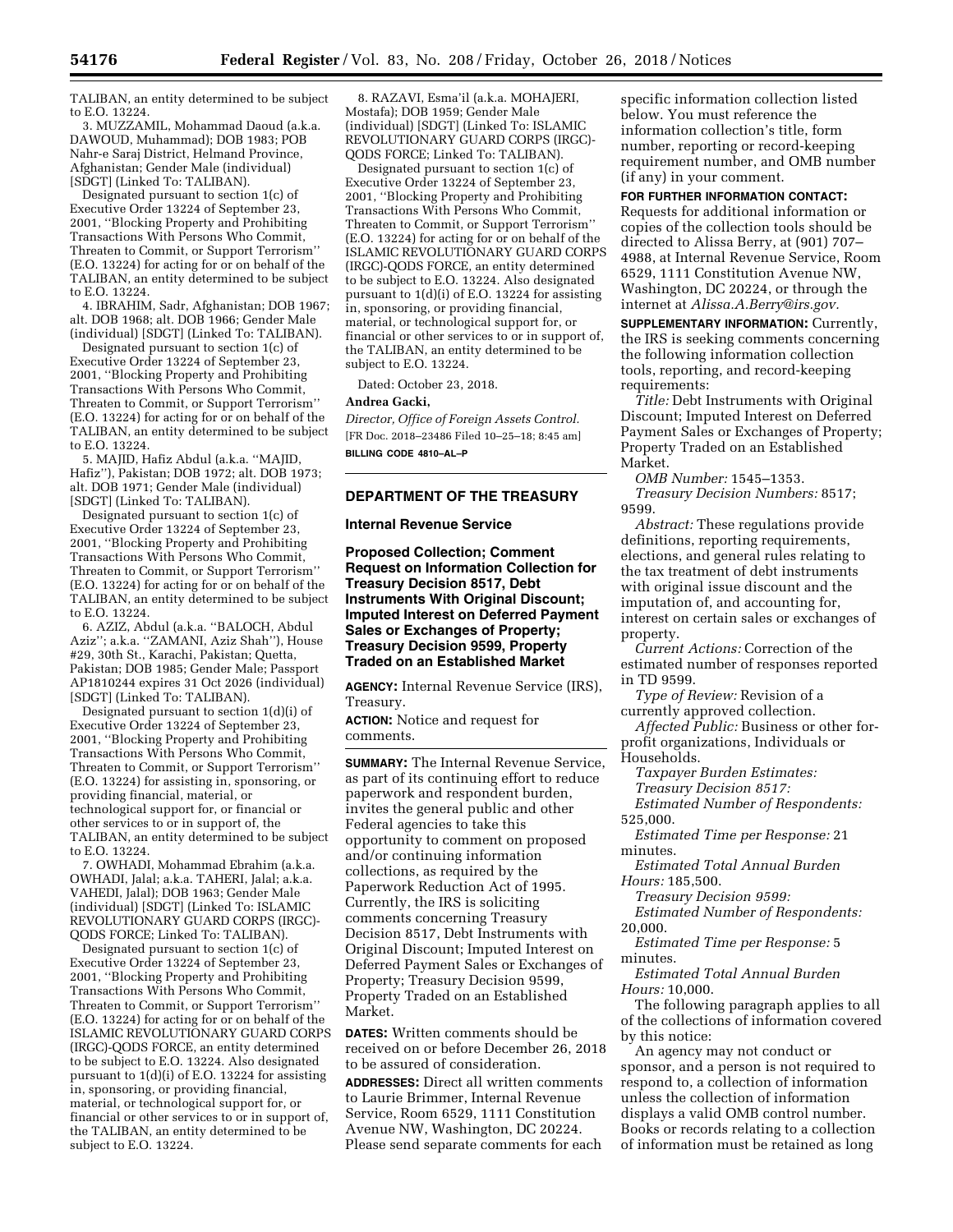TALIBAN, an entity determined to be subject to E.O. 13224.

3. MUZZAMIL, Mohammad Daoud (a.k.a. DAWOUD, Muhammad); DOB 1983; POB Nahr-e Saraj District, Helmand Province, Afghanistan; Gender Male (individual) [SDGT] (Linked To: TALIBAN).

Designated pursuant to section 1(c) of Executive Order 13224 of September 23, 2001, ''Blocking Property and Prohibiting Transactions With Persons Who Commit, Threaten to Commit, or Support Terrorism'' (E.O. 13224) for acting for or on behalf of the TALIBAN, an entity determined to be subject to E.O. 13224.

4. IBRAHIM, Sadr, Afghanistan; DOB 1967; alt. DOB 1968; alt. DOB 1966; Gender Male (individual) [SDGT] (Linked To: TALIBAN).

Designated pursuant to section 1(c) of Executive Order 13224 of September 23, 2001, ''Blocking Property and Prohibiting Transactions With Persons Who Commit, Threaten to Commit, or Support Terrorism'' (E.O. 13224) for acting for or on behalf of the TALIBAN, an entity determined to be subject to E.O. 13224.

5. MAJID, Hafiz Abdul (a.k.a. ''MAJID, Hafiz''), Pakistan; DOB 1972; alt. DOB 1973; alt. DOB 1971; Gender Male (individual) [SDGT] (Linked To: TALIBAN).

Designated pursuant to section 1(c) of Executive Order 13224 of September 23, 2001, ''Blocking Property and Prohibiting Transactions With Persons Who Commit, Threaten to Commit, or Support Terrorism'' (E.O. 13224) for acting for or on behalf of the TALIBAN, an entity determined to be subject to E.O. 13224.

6. AZIZ, Abdul (a.k.a. ''BALOCH, Abdul Aziz''; a.k.a. ''ZAMANI, Aziz Shah''), House #29, 30th St., Karachi, Pakistan; Quetta, Pakistan; DOB 1985; Gender Male; Passport AP1810244 expires 31 Oct 2026 (individual) [SDGT] (Linked To: TALIBAN).

Designated pursuant to section 1(d)(i) of Executive Order 13224 of September 23, 2001, ''Blocking Property and Prohibiting Transactions With Persons Who Commit, Threaten to Commit, or Support Terrorism'' (E.O. 13224) for assisting in, sponsoring, or providing financial, material, or technological support for, or financial or other services to or in support of, the TALIBAN, an entity determined to be subject to E.O. 13224.

7. OWHADI, Mohammad Ebrahim (a.k.a. OWHADI, Jalal; a.k.a. TAHERI, Jalal; a.k.a. VAHEDI, Jalal); DOB 1963; Gender Male (individual) [SDGT] (Linked To: ISLAMIC REVOLUTIONARY GUARD CORPS (IRGC)-QODS FORCE; Linked To: TALIBAN).

Designated pursuant to section 1(c) of Executive Order 13224 of September 23, 2001, ''Blocking Property and Prohibiting Transactions With Persons Who Commit, Threaten to Commit, or Support Terrorism'' (E.O. 13224) for acting for or on behalf of the ISLAMIC REVOLUTIONARY GUARD CORPS (IRGC)-QODS FORCE, an entity determined to be subject to E.O. 13224. Also designated pursuant to 1(d)(i) of E.O. 13224 for assisting in, sponsoring, or providing financial, material, or technological support for, or financial or other services to or in support of, the TALIBAN, an entity determined to be subject to E.O. 13224.

8. RAZAVI, Esma'il (a.k.a. MOHAJERI, Mostafa); DOB 1959; Gender Male (individual) [SDGT] (Linked To: ISLAMIC REVOLUTIONARY GUARD CORPS (IRGC)-QODS FORCE; Linked To: TALIBAN).

Designated pursuant to section 1(c) of Executive Order 13224 of September 23, 2001, ''Blocking Property and Prohibiting Transactions With Persons Who Commit, Threaten to Commit, or Support Terrorism'' (E.O. 13224) for acting for or on behalf of the ISLAMIC REVOLUTIONARY GUARD CORPS (IRGC)-QODS FORCE, an entity determined to be subject to E.O. 13224. Also designated pursuant to 1(d)(i) of E.O. 13224 for assisting in, sponsoring, or providing financial, material, or technological support for, or financial or other services to or in support of, the TALIBAN, an entity determined to be subject to E.O. 13224.

Dated: October 23, 2018.

**Andrea Gacki,**

*Director, Office of Foreign Assets Control.*

[FR Doc. 2018–23486 Filed 10–25–18; 8:45 am]

**BILLING CODE 4810–AL–P**

## DEPARTMENT OF THE TREASURY

### Internal Revenue Service

### Proposed Collection; Comment Request on Information Collection for Treasury Decision 8517, Debt Instruments With Original Discount; Imputed Interest on Deferred Payment Sales or Exchanges of Property; Treasury Decision 9599, Property Traded on an Established Market

**AGENCY:** Internal Revenue Service (IRS), Treasury.

**ACTION:** Notice and request for comments.

**SUMMARY:** The Internal Revenue Service, as part of its continuing effort to reduce paperwork and respondent burden, invites the general public and other Federal agencies to take this opportunity to comment on proposed and/or continuing information collections, as required by the Paperwork Reduction Act of 1995. Currently, the IRS is soliciting comments concerning Treasury Decision 8517, Debt Instruments with Original Discount; Imputed Interest on Deferred Payment Sales or Exchanges of Property; Treasury Decision 9599, Property Traded on an Established Market.

**DATES:** Written comments should be received on or before December 26, 2018 to be assured of consideration.

**ADDRESSES:** Direct all written comments to Laurie Brimmer, Internal Revenue Service, Room 6529, 1111 Constitution Avenue NW, Washington, DC 20224. Please send separate comments for each specific information collection listed below. You must reference the information collection's title, form number, reporting or record-keeping requirement number, and OMB number (if any) in your comment.

**FOR FURTHER INFORMATION CONTACT:** Requests for additional information or copies of the collection tools should be directed to Alissa Berry, at (901) 707–4988, at Internal Revenue Service, Room 6529, 1111 Constitution Avenue NW, Washington, DC 20224, or through the internet at *Alissa.A.Berry@irs.gov.*

**SUPPLEMENTARY INFORMATION:** Currently, the IRS is seeking comments concerning the following information collection tools, reporting, and record-keeping requirements:

*Title:* Debt Instruments with Original Discount; Imputed Interest on Deferred Payment Sales or Exchanges of Property; Property Traded on an Established Market.

*OMB Number:* 1545–1353.

*Treasury Decision Numbers:* 8517; 9599.

*Abstract:* These regulations provide definitions, reporting requirements, elections, and general rules relating to the tax treatment of debt instruments with original issue discount and the imputation of, and accounting for, interest on certain sales or exchanges of property.

*Current Actions:* Correction of the estimated number of responses reported in TD 9599.

*Type of Review:* Revision of a currently approved collection.

*Affected Public:* Business or other for-profit organizations, Individuals or Households.

*Taxpayer Burden Estimates:*

*Treasury Decision 8517:*

*Estimated Number of Respondents:* 525,000.

*Estimated Time per Response:* 21 minutes.

*Estimated Total Annual Burden Hours:* 185,500.

*Treasury Decision 9599:*

*Estimated Number of Respondents:* 20,000.

*Estimated Time per Response:* 5 minutes.

*Estimated Total Annual Burden Hours:* 10,000.

The following paragraph applies to all of the collections of information covered by this notice:

An agency may not conduct or sponsor, and a person is not required to respond to, a collection of information unless the collection of information displays a valid OMB control number. Books or records relating to a collection of information must be retained as long